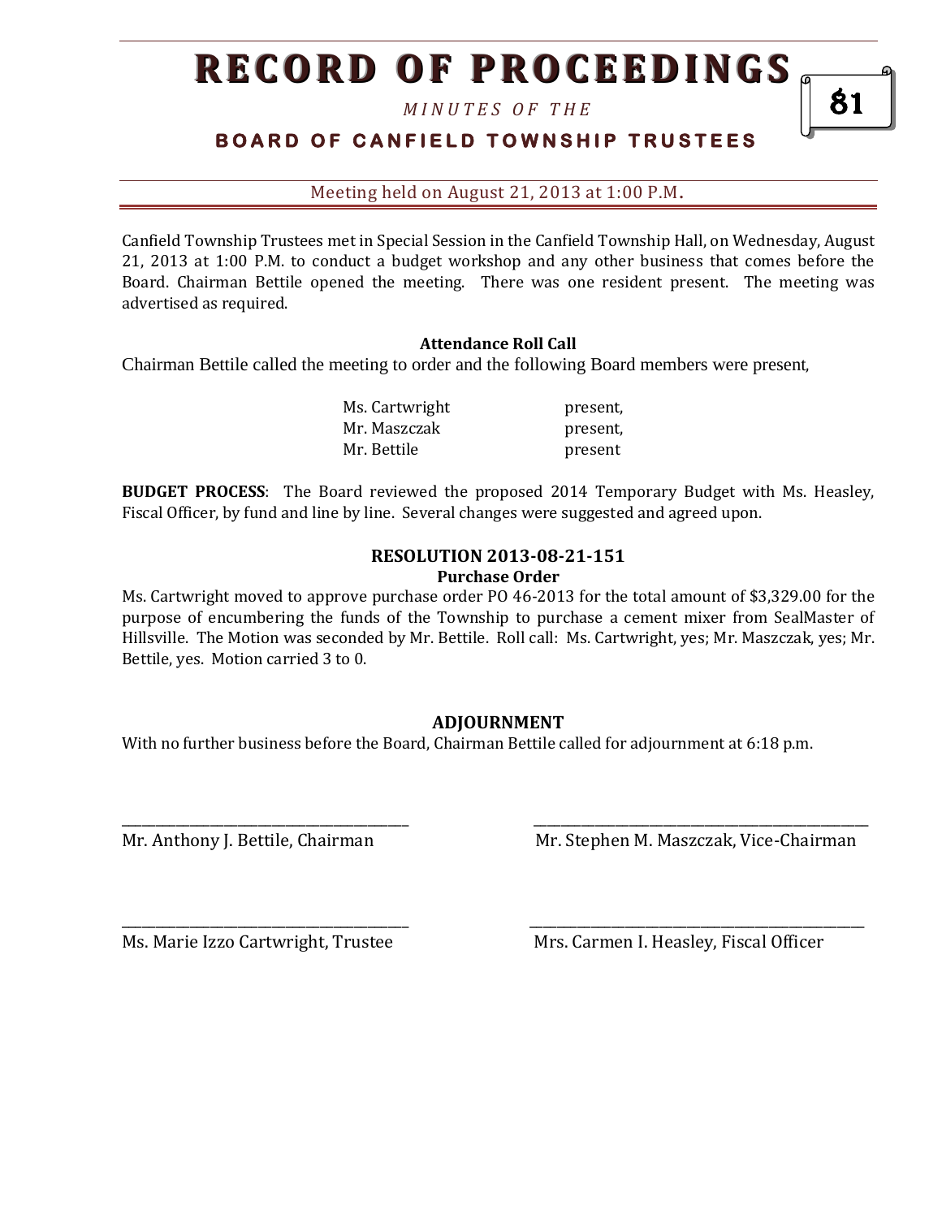# RECORD OF PROCEEDINGS

*MINUTES OF THE*

**BOARD OF CANFIELD TOWNSHIP TRUSTEES**

Meeting held on August 21, 2013 at 1:00 P.M.

Canfield Township Trustees met in Special Session in the Canfield Township Hall, on Wednesday, August 21, 2013 at 1:00 P.M. to conduct a budget workshop and any other business that comes before the Board. Chairman Bettile opened the meeting. There was one resident present. The meeting was advertised as required.

**Attendance Roll Call**

Chairman Bettile called the meeting to order and the following Board members were present,

| | |
|---|---|
| Ms. Cartwright | present, |
| Mr. Maszczak | present, |
| Mr. Bettile | present |

**BUDGET PROCESS**: The Board reviewed the proposed 2014 Temporary Budget with Ms. Heasley, Fiscal Officer, by fund and line by line. Several changes were suggested and agreed upon.

**RESOLUTION 2013-08-21-151**

**Purchase Order**

Ms. Cartwright moved to approve purchase order PO 46-2013 for the total amount of $3,329.00 for the purpose of encumbering the funds of the Township to purchase a cement mixer from SealMaster of Hillsville. The Motion was seconded by Mr. Bettile. Roll call: Ms. Cartwright, yes; Mr. Maszczak, yes; Mr. Bettile, yes. Motion carried 3 to 0.

**ADJOURNMENT**

With no further business before the Board, Chairman Bettile called for adjournment at 6:18 p.m.

_______________________________ 
Mr. Anthony J. Bettile, Chairman

_______________________________ 
Mr. Stephen M. Maszczak, Vice-Chairman

_______________________________ 
Ms. Marie Izzo Cartwright, Trustee

_______________________________ 
Mrs. Carmen I. Heasley, Fiscal Officer